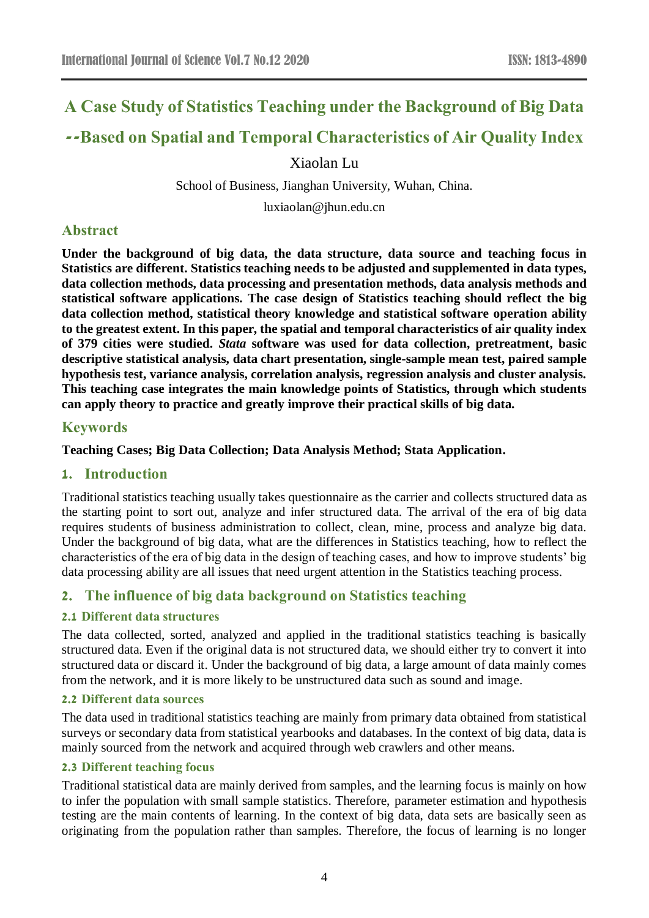# A Case Study of Statistics Teaching under the Background of Big Data

# --Based on Spatial and Temporal Characteristics of Air Quality Index

Xiaolan Lu

School of Business, Jianghan University, Wuhan, China.

luxiaolan@jhun.edu.cn

## Abstract

**Under the background of big data, the data structure, data source and teaching focus in Statistics are different. Statistics teaching needs to be adjusted and supplemented in data types, data collection methods, data processing and presentation methods, data analysis methods and statistical software applications. The case design of Statistics teaching should reflect the big data collection method, statistical theory knowledge and statistical software operation ability to the greatest extent. In this paper, the spatial and temporal characteristics of air quality index of 379 cities were studied. *Stata* software was used for data collection, pretreatment, basic descriptive statistical analysis, data chart presentation, single-sample mean test, paired sample hypothesis test, variance analysis, correlation analysis, regression analysis and cluster analysis. This teaching case integrates the main knowledge points of Statistics, through which students can apply theory to practice and greatly improve their practical skills of big data.**

## Keywords

**Teaching Cases; Big Data Collection; Data Analysis Method; Stata Application.**

## 1. Introduction

Traditional statistics teaching usually takes questionnaire as the carrier and collects structured data as the starting point to sort out, analyze and infer structured data. The arrival of the era of big data requires students of business administration to collect, clean, mine, process and analyze big data. Under the background of big data, what are the differences in Statistics teaching, how to reflect the characteristics of the era of big data in the design of teaching cases, and how to improve students' big data processing ability are all issues that need urgent attention in the Statistics teaching process.

## 2. The influence of big data background on Statistics teaching

### 2.1 Different data structures

The data collected, sorted, analyzed and applied in the traditional statistics teaching is basically structured data. Even if the original data is not structured data, we should either try to convert it into structured data or discard it. Under the background of big data, a large amount of data mainly comes from the network, and it is more likely to be unstructured data such as sound and image.

### 2.2 Different data sources

The data used in traditional statistics teaching are mainly from primary data obtained from statistical surveys or secondary data from statistical yearbooks and databases. In the context of big data, data is mainly sourced from the network and acquired through web crawlers and other means.

### 2.3 Different teaching focus

Traditional statistical data are mainly derived from samples, and the learning focus is mainly on how to infer the population with small sample statistics. Therefore, parameter estimation and hypothesis testing are the main contents of learning. In the context of big data, data sets are basically seen as originating from the population rather than samples. Therefore, the focus of learning is no longer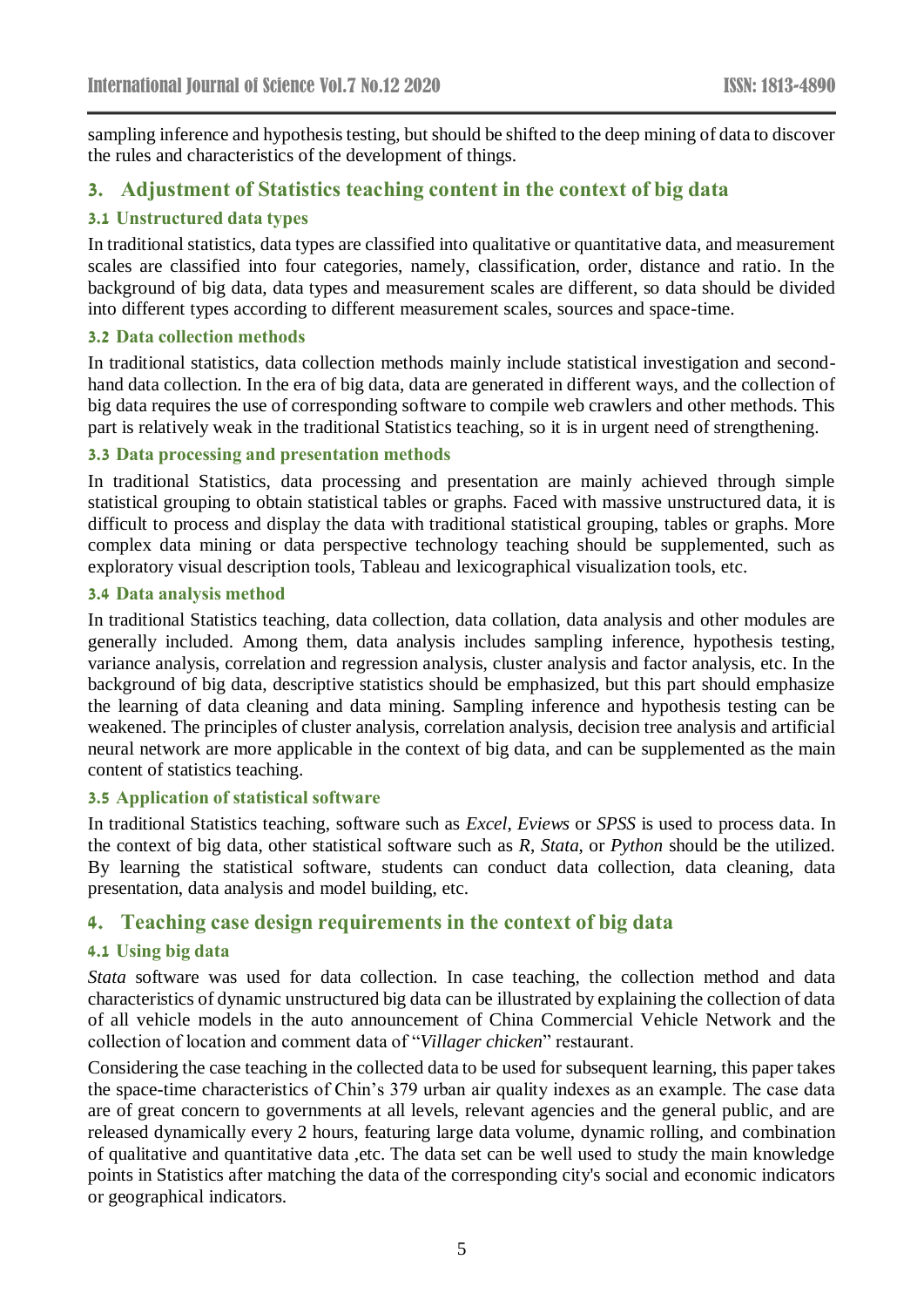sampling inference and hypothesis testing, but should be shifted to the deep mining of data to discover the rules and characteristics of the development of things.

## 3. Adjustment of Statistics teaching content in the context of big data

### 3.1 Unstructured data types

In traditional statistics, data types are classified into qualitative or quantitative data, and measurement scales are classified into four categories, namely, classification, order, distance and ratio. In the background of big data, data types and measurement scales are different, so data should be divided into different types according to different measurement scales, sources and space-time.

### 3.2 Data collection methods

In traditional statistics, data collection methods mainly include statistical investigation and second-hand data collection. In the era of big data, data are generated in different ways, and the collection of big data requires the use of corresponding software to compile web crawlers and other methods. This part is relatively weak in the traditional Statistics teaching, so it is in urgent need of strengthening.

### 3.3 Data processing and presentation methods

In traditional Statistics, data processing and presentation are mainly achieved through simple statistical grouping to obtain statistical tables or graphs. Faced with massive unstructured data, it is difficult to process and display the data with traditional statistical grouping, tables or graphs. More complex data mining or data perspective technology teaching should be supplemented, such as exploratory visual description tools, Tableau and lexicographical visualization tools, etc.

### 3.4 Data analysis method

In traditional Statistics teaching, data collection, data collation, data analysis and other modules are generally included. Among them, data analysis includes sampling inference, hypothesis testing, variance analysis, correlation and regression analysis, cluster analysis and factor analysis, etc. In the background of big data, descriptive statistics should be emphasized, but this part should emphasize the learning of data cleaning and data mining. Sampling inference and hypothesis testing can be weakened. The principles of cluster analysis, correlation analysis, decision tree analysis and artificial neural network are more applicable in the context of big data, and can be supplemented as the main content of statistics teaching.

### 3.5 Application of statistical software

In traditional Statistics teaching, software such as *Excel*, *Eviews* or *SPSS* is used to process data. In the context of big data, other statistical software such as *R*, *Stata*, or *Python* should be the utilized. By learning the statistical software, students can conduct data collection, data cleaning, data presentation, data analysis and model building, etc.

## 4. Teaching case design requirements in the context of big data

### 4.1 Using big data

*Stata* software was used for data collection. In case teaching, the collection method and data characteristics of dynamic unstructured big data can be illustrated by explaining the collection of data of all vehicle models in the auto announcement of China Commercial Vehicle Network and the collection of location and comment data of "*Villager chicken*" restaurant.

Considering the case teaching in the collected data to be used for subsequent learning, this paper takes the space-time characteristics of Chin's 379 urban air quality indexes as an example. The case data are of great concern to governments at all levels, relevant agencies and the general public, and are released dynamically every 2 hours, featuring large data volume, dynamic rolling, and combination of qualitative and quantitative data ,etc. The data set can be well used to study the main knowledge points in Statistics after matching the data of the corresponding city's social and economic indicators or geographical indicators.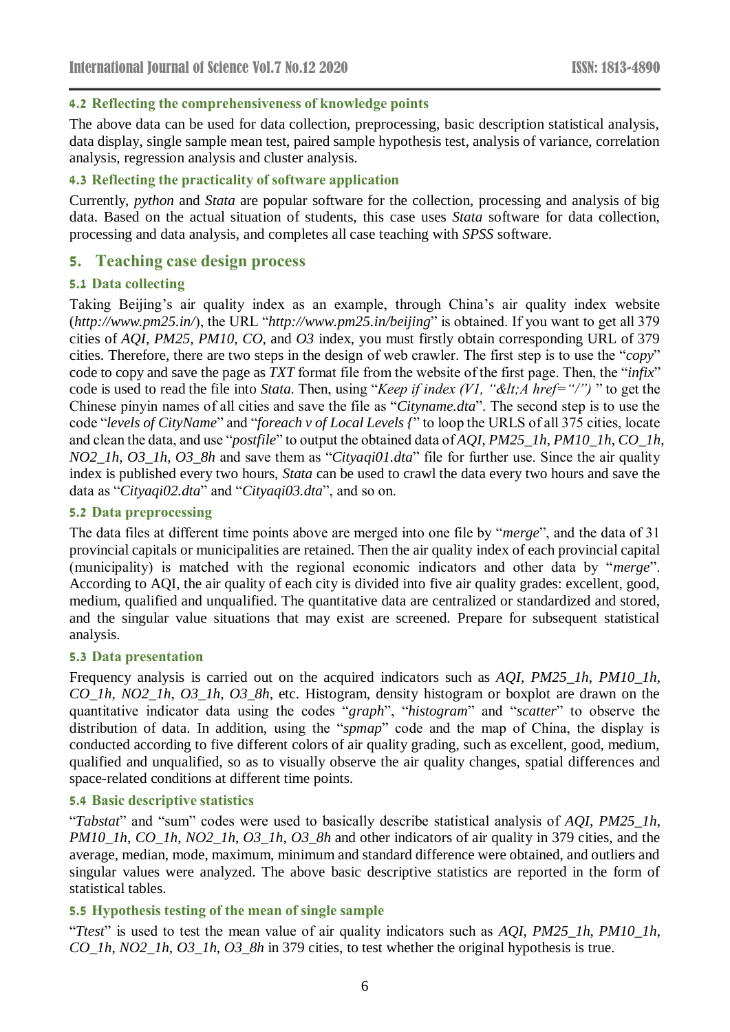### 4.2 Reflecting the comprehensiveness of knowledge points

The above data can be used for data collection, preprocessing, basic description statistical analysis, data display, single sample mean test, paired sample hypothesis test, analysis of variance, correlation analysis, regression analysis and cluster analysis.

### 4.3 Reflecting the practicality of software application

Currently, *python* and *Stata* are popular software for the collection, processing and analysis of big data. Based on the actual situation of students, this case uses *Stata* software for data collection, processing and data analysis, and completes all case teaching with *SPSS* software.

## 5. Teaching case design process

### 5.1 Data collecting

Taking Beijing's air quality index as an example, through China's air quality index website (*http://www.pm25.in/*), the URL "*http://www.pm25.in/beijing*" is obtained. If you want to get all 379 cities of *AQI*, *PM25*, *PM10*, *CO*, and *O3* index, you must firstly obtain corresponding URL of 379 cities. Therefore, there are two steps in the design of web crawler. The first step is to use the "*copy*" code to copy and save the page as *TXT* format file from the website of the first page. Then, the "*infix*" code is used to read the file into *Stata*. Then, using "*Keep if index (V1, "&lt;A href="/")* " to get the Chinese pinyin names of all cities and save the file as "*Cityname.dta*". The second step is to use the code "*levels of CityName*" and "*foreach v of Local Levels {*" to loop the URLS of all 375 cities, locate and clean the data, and use "*postfile*" to output the obtained data of *AQI*, *PM25_1h*, *PM10_1h*, *CO_1h*, *NO2_1h*, *O3_1h*, *O3_8h* and save them as "*Cityaqi01.dta*" file for further use. Since the air quality index is published every two hours, *Stata* can be used to crawl the data every two hours and save the data as "*Cityaqi02.dta*" and "*Cityaqi03.dta*", and so on.

### 5.2 Data preprocessing

The data files at different time points above are merged into one file by "*merge*", and the data of 31 provincial capitals or municipalities are retained. Then the air quality index of each provincial capital (municipality) is matched with the regional economic indicators and other data by "*merge*". According to AQI, the air quality of each city is divided into five air quality grades: excellent, good, medium, qualified and unqualified. The quantitative data are centralized or standardized and stored, and the singular value situations that may exist are screened. Prepare for subsequent statistical analysis.

### 5.3 Data presentation

Frequency analysis is carried out on the acquired indicators such as *AQI*, *PM25_1h*, *PM10_1h*, *CO_1h*, *NO2_1h*, *O3_1h*, *O3_8h*, etc. Histogram, density histogram or boxplot are drawn on the quantitative indicator data using the codes "*graph*", "*histogram*" and "*scatter*" to observe the distribution of data. In addition, using the "*spmap*" code and the map of China, the display is conducted according to five different colors of air quality grading, such as excellent, good, medium, qualified and unqualified, so as to visually observe the air quality changes, spatial differences and space-related conditions at different time points.

### 5.4 Basic descriptive statistics

"*Tabstat*" and "sum" codes were used to basically describe statistical analysis of *AQI*, *PM25_1h*, *PM10_1h*, *CO_1h*, *NO2_1h*, *O3_1h*, *O3_8h* and other indicators of air quality in 379 cities, and the average, median, mode, maximum, minimum and standard difference were obtained, and outliers and singular values were analyzed. The above basic descriptive statistics are reported in the form of statistical tables.

### 5.5 Hypothesis testing of the mean of single sample

"*Ttest*" is used to test the mean value of air quality indicators such as *AQI*, *PM25_1h*, *PM10_1h*, *CO_1h*, *NO2_1h*, *O3_1h*, *O3_8h* in 379 cities, to test whether the original hypothesis is true.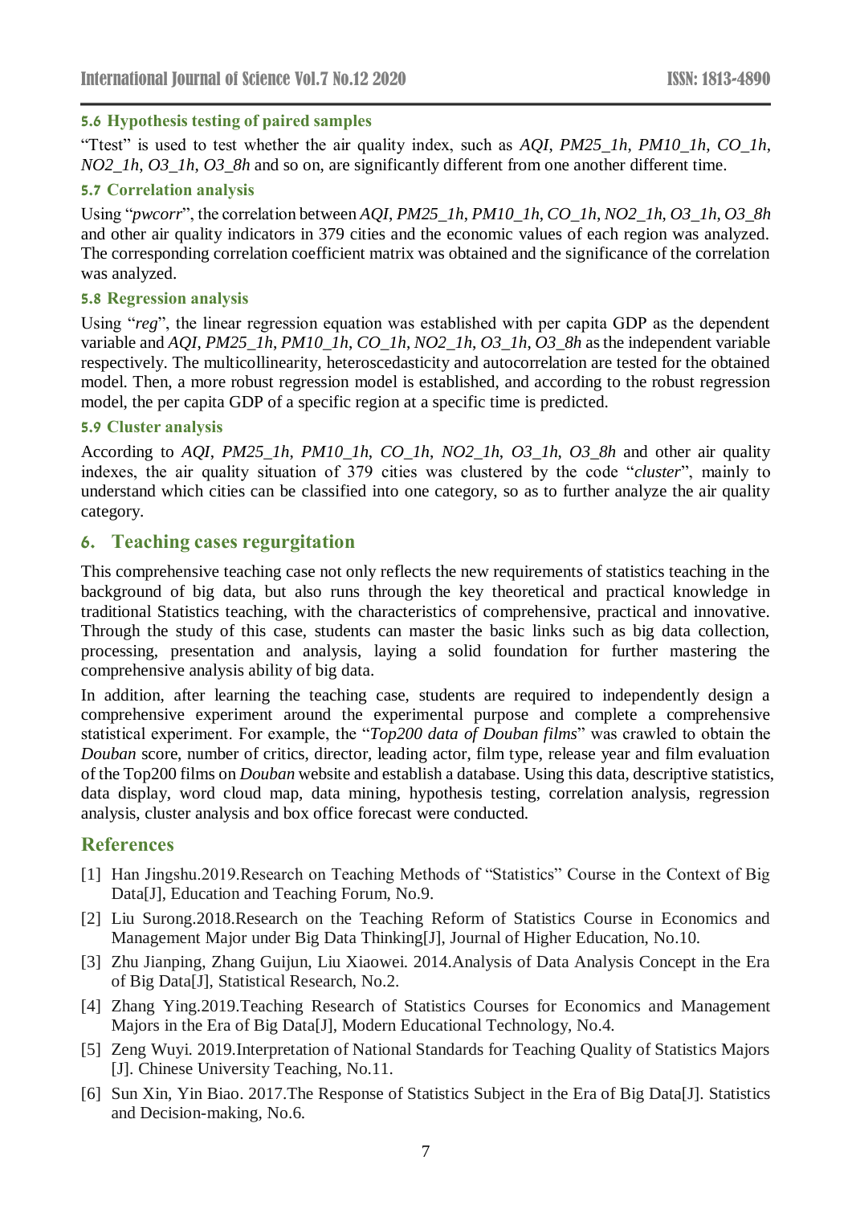### 5.6 Hypothesis testing of paired samples

"Ttest" is used to test whether the air quality index, such as *AQI*, *PM25_1h*, *PM10_1h*, *CO_1h*, *NO2_1h*, *O3_1h*, *O3_8h* and so on, are significantly different from one another different time.

### 5.7 Correlation analysis

Using "*pwcorr*", the correlation between *AQI*, *PM25_1h*, *PM10_1h*, *CO_1h*, *NO2_1h*, *O3_1h*, *O3_8h* and other air quality indicators in 379 cities and the economic values of each region was analyzed. The corresponding correlation coefficient matrix was obtained and the significance of the correlation was analyzed.

### 5.8 Regression analysis

Using "*reg*", the linear regression equation was established with per capita GDP as the dependent variable and *AQI*, *PM25_1h*, *PM10_1h*, *CO_1h*, *NO2_1h*, *O3_1h*, *O3_8h* as the independent variable respectively. The multicollinearity, heteroscedasticity and autocorrelation are tested for the obtained model. Then, a more robust regression model is established, and according to the robust regression model, the per capita GDP of a specific region at a specific time is predicted.

### 5.9 Cluster analysis

According to *AQI*, *PM25_1h*, *PM10_1h*, *CO_1h*, *NO2_1h*, *O3_1h*, *O3_8h* and other air quality indexes, the air quality situation of 379 cities was clustered by the code "*cluster*", mainly to understand which cities can be classified into one category, so as to further analyze the air quality category.

## 6. Teaching cases regurgitation

This comprehensive teaching case not only reflects the new requirements of statistics teaching in the background of big data, but also runs through the key theoretical and practical knowledge in traditional Statistics teaching, with the characteristics of comprehensive, practical and innovative. Through the study of this case, students can master the basic links such as big data collection, processing, presentation and analysis, laying a solid foundation for further mastering the comprehensive analysis ability of big data.

In addition, after learning the teaching case, students are required to independently design a comprehensive experiment around the experimental purpose and complete a comprehensive statistical experiment. For example, the "*Top200 data of Douban films*" was crawled to obtain the *Douban* score, number of critics, director, leading actor, film type, release year and film evaluation of the Top200 films on *Douban* website and establish a database. Using this data, descriptive statistics, data display, word cloud map, data mining, hypothesis testing, correlation analysis, regression analysis, cluster analysis and box office forecast were conducted.

## References

[1] Han Jingshu.2019.Research on Teaching Methods of "Statistics" Course in the Context of Big Data[J], Education and Teaching Forum, No.9.

[2] Liu Surong.2018.Research on the Teaching Reform of Statistics Course in Economics and Management Major under Big Data Thinking[J], Journal of Higher Education, No.10.

[3] Zhu Jianping, Zhang Guijun, Liu Xiaowei. 2014.Analysis of Data Analysis Concept in the Era of Big Data[J], Statistical Research, No.2.

[4] Zhang Ying.2019.Teaching Research of Statistics Courses for Economics and Management Majors in the Era of Big Data[J], Modern Educational Technology, No.4.

[5] Zeng Wuyi. 2019.Interpretation of National Standards for Teaching Quality of Statistics Majors [J]. Chinese University Teaching, No.11.

[6] Sun Xin, Yin Biao. 2017.The Response of Statistics Subject in the Era of Big Data[J]. Statistics and Decision-making, No.6.